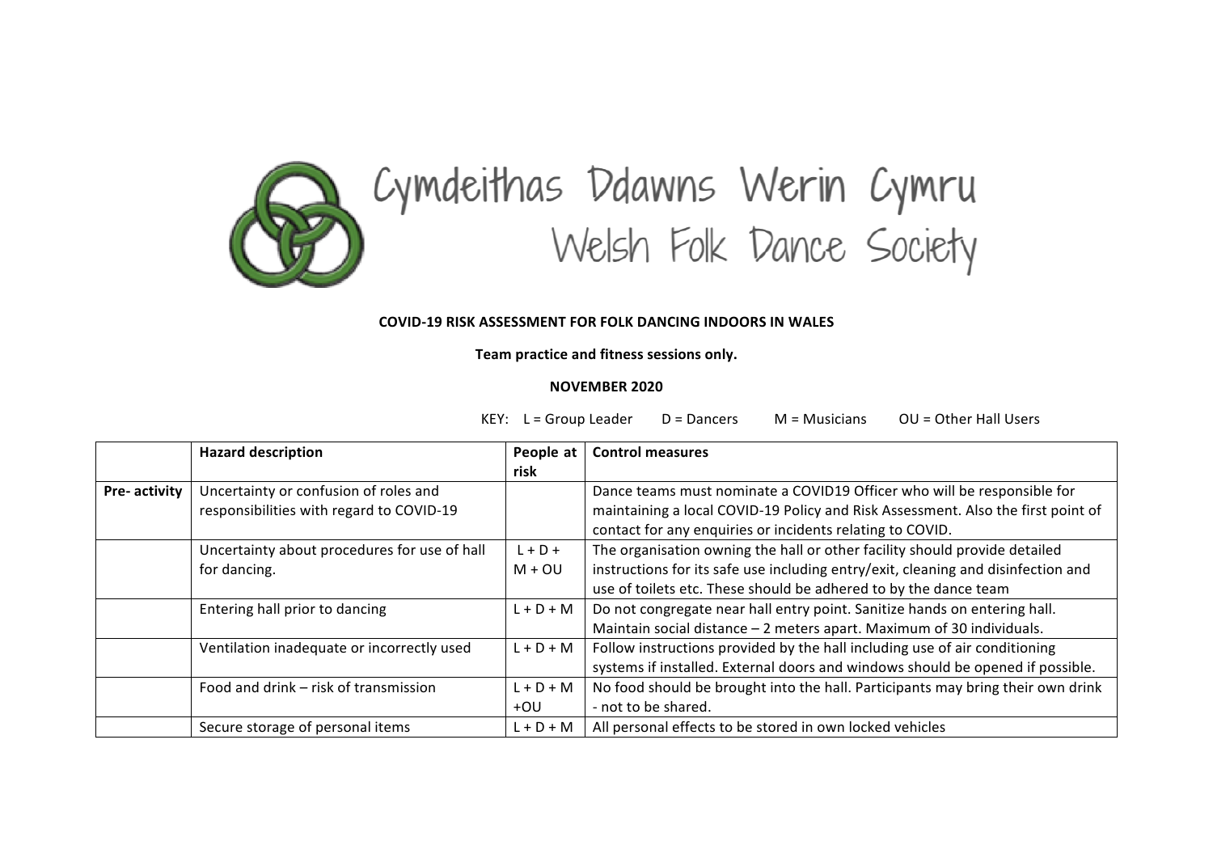Cymdeithas Ddawns Werin Cymru
Welsh Folk Dance Society

**COVID-19 RISK ASSESSMENT FOR FOLK DANCING INDOORS IN WALES**

**Team practice and fitness sessions only.**

**NOVEMBER 2020**

KEY: L = Group Leader D = Dancers M = Musicians OU = Other Hall Users

| | **Hazard description** | **People at risk** | **Control measures** |
|---|---|---|---|
| **Pre- activity** | Uncertainty or confusion of roles and responsibilities with regard to COVID-19 | | Dance teams must nominate a COVID19 Officer who will be responsible for maintaining a local COVID-19 Policy and Risk Assessment. Also the first point of contact for any enquiries or incidents relating to COVID. |
| | Uncertainty about procedures for use of hall for dancing. | L + D + M + OU | The organisation owning the hall or other facility should provide detailed instructions for its safe use including entry/exit, cleaning and disinfection and use of toilets etc. These should be adhered to by the dance team |
| | Entering hall prior to dancing | L + D + M | Do not congregate near hall entry point. Sanitize hands on entering hall. Maintain social distance – 2 meters apart. Maximum of 30 individuals. |
| | Ventilation inadequate or incorrectly used | L + D + M | Follow instructions provided by the hall including use of air conditioning systems if installed. External doors and windows should be opened if possible. |
| | Food and drink – risk of transmission | L + D + M +OU | No food should be brought into the hall. Participants may bring their own drink - not to be shared. |
| | Secure storage of personal items | L + D + M | All personal effects to be stored in own locked vehicles |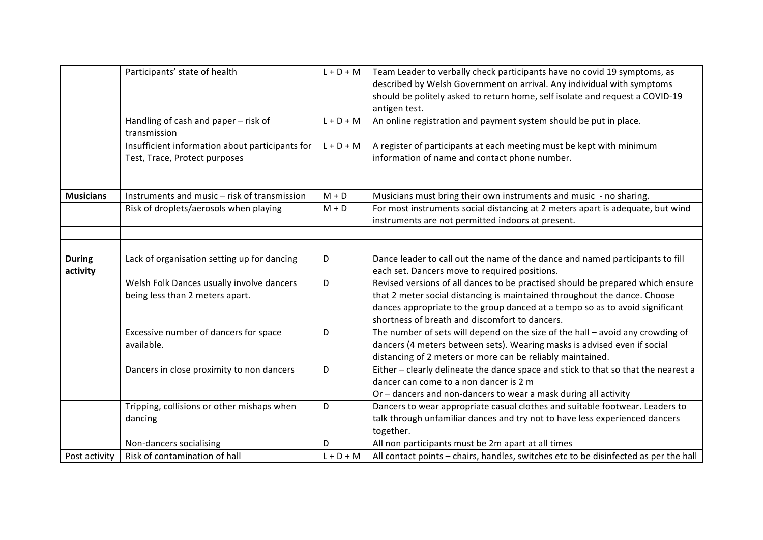| | | | |
|---|---|---|---|
| | Participants' state of health | L + D + M | Team Leader to verbally check participants have no covid 19 symptoms, as described by Welsh Government on arrival. Any individual with symptoms should be politely asked to return home, self isolate and request a COVID-19 antigen test. |
| | Handling of cash and paper – risk of transmission | L + D + M | An online registration and payment system should be put in place. |
| | Insufficient information about participants for Test, Trace, Protect purposes | L + D + M | A register of participants at each meeting must be kept with minimum information of name and contact phone number. |
| | | | |
| | | | |
| **Musicians** | Instruments and music – risk of transmission | M + D | Musicians must bring their own instruments and music - no sharing. |
| | Risk of droplets/aerosols when playing | M + D | For most instruments social distancing at 2 meters apart is adequate, but wind instruments are not permitted indoors at present. |
| | | | |
| | | | |
| **During activity** | Lack of organisation setting up for dancing | D | Dance leader to call out the name of the dance and named participants to fill each set. Dancers move to required positions. |
| | Welsh Folk Dances usually involve dancers being less than 2 meters apart. | D | Revised versions of all dances to be practised should be prepared which ensure that 2 meter social distancing is maintained throughout the dance. Choose dances appropriate to the group danced at a tempo so as to avoid significant shortness of breath and discomfort to dancers. |
| | Excessive number of dancers for space available. | D | The number of sets will depend on the size of the hall – avoid any crowding of dancers (4 meters between sets). Wearing masks is advised even if social distancing of 2 meters or more can be reliably maintained. |
| | Dancers in close proximity to non dancers | D | Either – clearly delineate the dance space and stick to that so that the nearest a dancer can come to a non dancer is 2 m<br>Or – dancers and non-dancers to wear a mask during all activity |
| | Tripping, collisions or other mishaps when dancing | D | Dancers to wear appropriate casual clothes and suitable footwear. Leaders to talk through unfamiliar dances and try not to have less experienced dancers together. |
| | Non-dancers socialising | D | All non participants must be 2m apart at all times |
| Post activity | Risk of contamination of hall | L + D + M | All contact points – chairs, handles, switches etc to be disinfected as per the hall |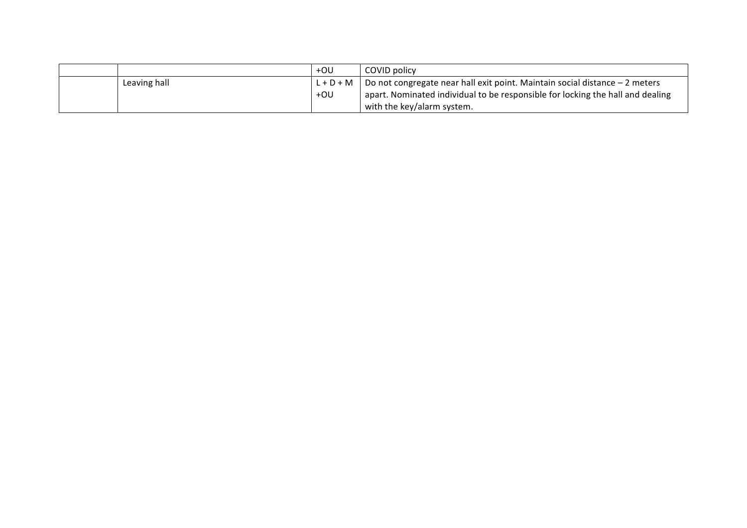| | | | |
|---|---|---|---|
| | | +OU | COVID policy |
| | Leaving hall | L + D + M +OU | Do not congregate near hall exit point. Maintain social distance – 2 meters apart. Nominated individual to be responsible for locking the hall and dealing with the key/alarm system. |